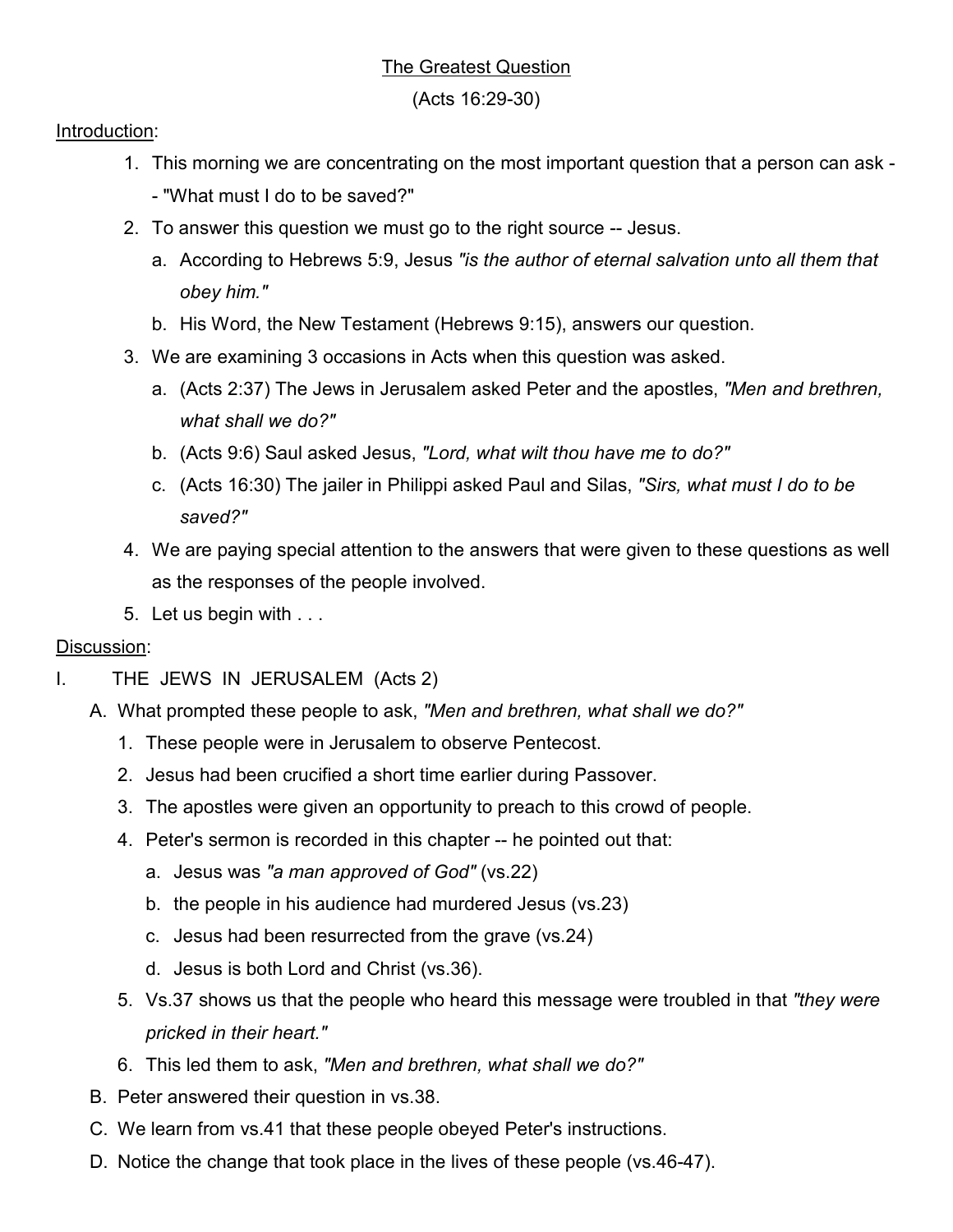# The Greatest Question

(Acts 16:29-30)

Introduction:

1. This morning we are concentrating on the most important question that a person can ask -- "What must I do to be saved?"
2. To answer this question we must go to the right source -- Jesus.
   a. According to Hebrews 5:9, Jesus *"is the author of eternal salvation unto all them that obey him."*
   b. His Word, the New Testament (Hebrews 9:15), answers our question.
3. We are examining 3 occasions in Acts when this question was asked.
   a. (Acts 2:37) The Jews in Jerusalem asked Peter and the apostles, *"Men and brethren, what shall we do?"*
   b. (Acts 9:6) Saul asked Jesus, *"Lord, what wilt thou have me to do?"*
   c. (Acts 16:30) The jailer in Philippi asked Paul and Silas, *"Sirs, what must I do to be saved?"*
4. We are paying special attention to the answers that were given to these questions as well as the responses of the people involved.
5. Let us begin with . . .

Discussion:

I. THE JEWS IN JERUSALEM (Acts 2)

A. What prompted these people to ask, *"Men and brethren, what shall we do?"*
   1. These people were in Jerusalem to observe Pentecost.
   2. Jesus had been crucified a short time earlier during Passover.
   3. The apostles were given an opportunity to preach to this crowd of people.
   4. Peter's sermon is recorded in this chapter -- he pointed out that:
      a. Jesus was *"a man approved of God"* (vs.22)
      b. the people in his audience had murdered Jesus (vs.23)
      c. Jesus had been resurrected from the grave (vs.24)
      d. Jesus is both Lord and Christ (vs.36).
   5. Vs.37 shows us that the people who heard this message were troubled in that *"they were pricked in their heart."*
   6. This led them to ask, *"Men and brethren, what shall we do?"*

B. Peter answered their question in vs.38.

C. We learn from vs.41 that these people obeyed Peter's instructions.

D. Notice the change that took place in the lives of these people (vs.46-47).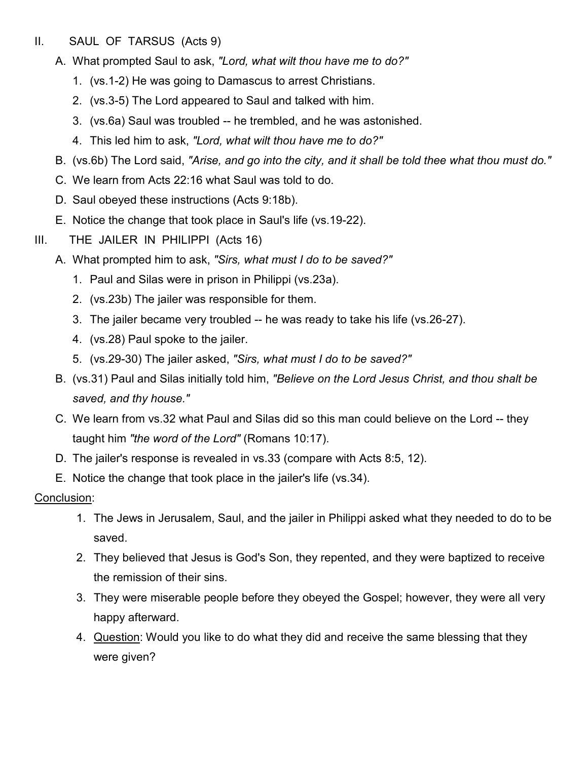II. SAUL OF TARSUS (Acts 9)

A. What prompted Saul to ask, *"Lord, what wilt thou have me to do?"*

1. (vs.1-2) He was going to Damascus to arrest Christians.
2. (vs.3-5) The Lord appeared to Saul and talked with him.
3. (vs.6a) Saul was troubled -- he trembled, and he was astonished.
4. This led him to ask, *"Lord, what wilt thou have me to do?"*

B. (vs.6b) The Lord said, *"Arise, and go into the city, and it shall be told thee what thou must do."*

C. We learn from Acts 22:16 what Saul was told to do.

D. Saul obeyed these instructions (Acts 9:18b).

E. Notice the change that took place in Saul's life (vs.19-22).

III. THE JAILER IN PHILIPPI (Acts 16)

A. What prompted him to ask, *"Sirs, what must I do to be saved?"*

1. Paul and Silas were in prison in Philippi (vs.23a).
2. (vs.23b) The jailer was responsible for them.
3. The jailer became very troubled -- he was ready to take his life (vs.26-27).
4. (vs.28) Paul spoke to the jailer.
5. (vs.29-30) The jailer asked, *"Sirs, what must I do to be saved?"*

B. (vs.31) Paul and Silas initially told him, *"Believe on the Lord Jesus Christ, and thou shalt be saved, and thy house."*

C. We learn from vs.32 what Paul and Silas did so this man could believe on the Lord -- they taught him *"the word of the Lord"* (Romans 10:17).

D. The jailer's response is revealed in vs.33 (compare with Acts 8:5, 12).

E. Notice the change that took place in the jailer's life (vs.34).

Conclusion:

1. The Jews in Jerusalem, Saul, and the jailer in Philippi asked what they needed to do to be saved.
2. They believed that Jesus is God's Son, they repented, and they were baptized to receive the remission of their sins.
3. They were miserable people before they obeyed the Gospel; however, they were all very happy afterward.
4. Question: Would you like to do what they did and receive the same blessing that they were given?